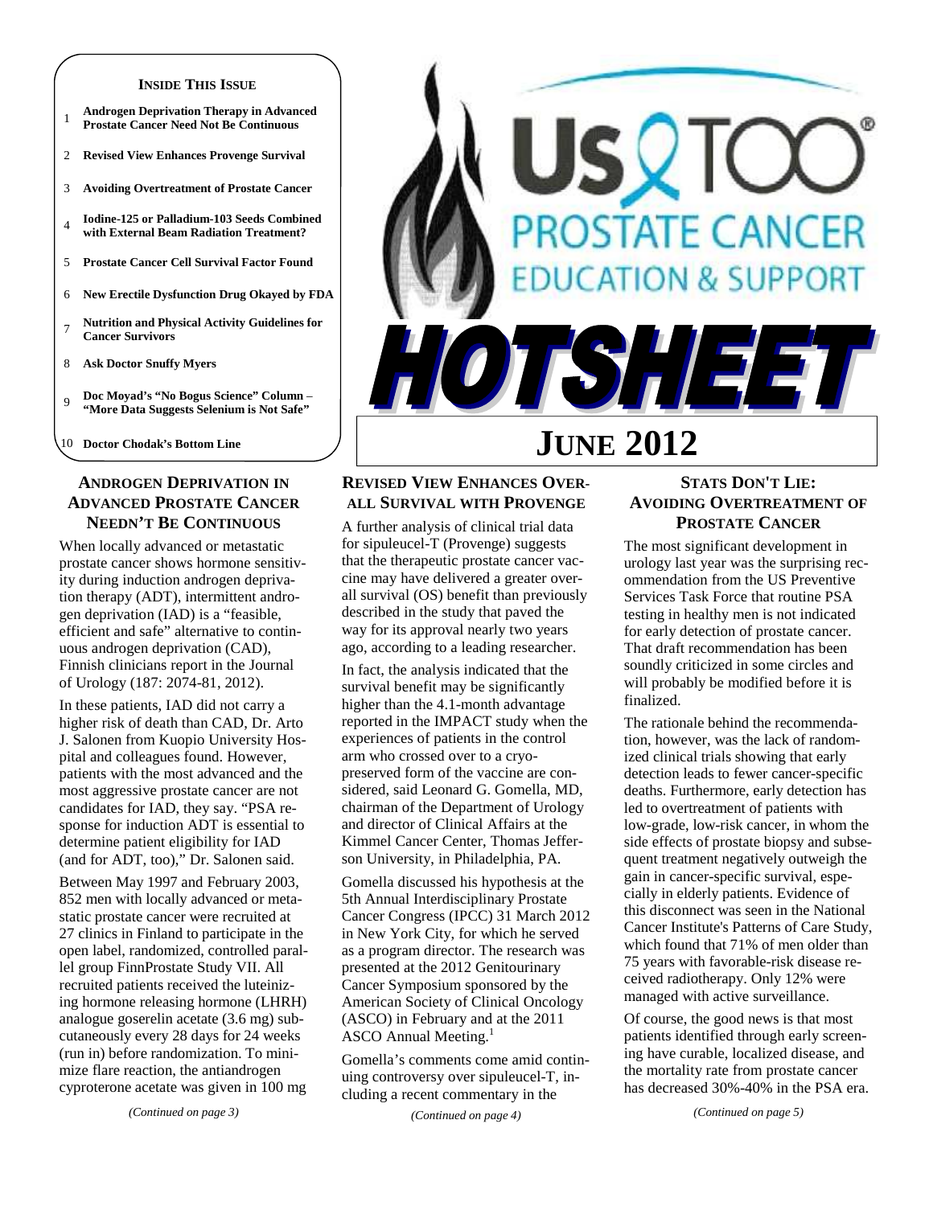**INSIDE THIS ISSUE**

1. Androgen Deprivation Therapy in Advanced Prostate Cancer Need Not Be Continuous
2. Revised View Enhances Provenge Survival
3. Avoiding Overtreatment of Prostate Cancer
4. Iodine-125 or Palladium-103 Seeds Combined with External Beam Radiation Treatment?
5. Prostate Cancer Cell Survival Factor Found
6. New Erectile Dysfunction Drug Okayed by FDA
7. Nutrition and Physical Activity Guidelines for Cancer Survivors
8. Ask Doctor Snuffy Myers
9. Doc Moyad's "No Bogus Science" Column – "More Data Suggests Selenium is Not Safe"
10. Doctor Chodak's Bottom Line

# Us TOO® PROSTATE CANCER EDUCATION & SUPPORT

# HOTSHEET

## JUNE 2012

## ANDROGEN DEPRIVATION IN ADVANCED PROSTATE CANCER NEEDN'T BE CONTINUOUS

When locally advanced or metastatic prostate cancer shows hormone sensitivity during induction androgen deprivation therapy (ADT), intermittent androgen deprivation (IAD) is a "feasible, efficient and safe" alternative to continuous androgen deprivation (CAD), Finnish clinicians report in the Journal of Urology (187: 2074-81, 2012).

In these patients, IAD did not carry a higher risk of death than CAD, Dr. Arto J. Salonen from Kuopio University Hospital and colleagues found. However, patients with the most advanced and the most aggressive prostate cancer are not candidates for IAD, they say. "PSA response for induction ADT is essential to determine patient eligibility for IAD (and for ADT, too)," Dr. Salonen said.

Between May 1997 and February 2003, 852 men with locally advanced or metastatic prostate cancer were recruited at 27 clinics in Finland to participate in the open label, randomized, controlled parallel group FinnProstate Study VII. All recruited patients received the luteinizing hormone releasing hormone (LHRH) analogue goserelin acetate (3.6 mg) subcutaneously every 28 days for 24 weeks (run in) before randomization. To minimize flare reaction, the antiandrogen cyproterone acetate was given in 100 mg

*(Continued on page 3)*

## REVISED VIEW ENHANCES OVERALL SURVIVAL WITH PROVENGE

A further analysis of clinical trial data for sipuleucel-T (Provenge) suggests that the therapeutic prostate cancer vaccine may have delivered a greater overall survival (OS) benefit than previously described in the study that paved the way for its approval nearly two years ago, according to a leading researcher.

In fact, the analysis indicated that the survival benefit may be significantly higher than the 4.1-month advantage reported in the IMPACT study when the experiences of patients in the control arm who crossed over to a cryopreserved form of the vaccine are considered, said Leonard G. Gomella, MD, chairman of the Department of Urology and director of Clinical Affairs at the Kimmel Cancer Center, Thomas Jefferson University, in Philadelphia, PA.

Gomella discussed his hypothesis at the 5th Annual Interdisciplinary Prostate Cancer Congress (IPCC) 31 March 2012 in New York City, for which he served as a program director. The research was presented at the 2012 Genitourinary Cancer Symposium sponsored by the American Society of Clinical Oncology (ASCO) in February and at the 2011 ASCO Annual Meeting.[1]

Gomella's comments come amid continuing controversy over sipuleucel-T, including a recent commentary in the

*(Continued on page 4)*

## STATS DON'T LIE: AVOIDING OVERTREATMENT OF PROSTATE CANCER

The most significant development in urology last year was the surprising recommendation from the US Preventive Services Task Force that routine PSA testing in healthy men is not indicated for early detection of prostate cancer. That draft recommendation has been soundly criticized in some circles and will probably be modified before it is finalized.

The rationale behind the recommendation, however, was the lack of randomized clinical trials showing that early detection leads to fewer cancer-specific deaths. Furthermore, early detection has led to overtreatment of patients with low-grade, low-risk cancer, in whom the side effects of prostate biopsy and subsequent treatment negatively outweigh the gain in cancer-specific survival, especially in elderly patients. Evidence of this disconnect was seen in the National Cancer Institute's Patterns of Care Study, which found that 71% of men older than 75 years with favorable-risk disease received radiotherapy. Only 12% were managed with active surveillance.

Of course, the good news is that most patients identified through early screening have curable, localized disease, and the mortality rate from prostate cancer has decreased 30%-40% in the PSA era.

*(Continued on page 5)*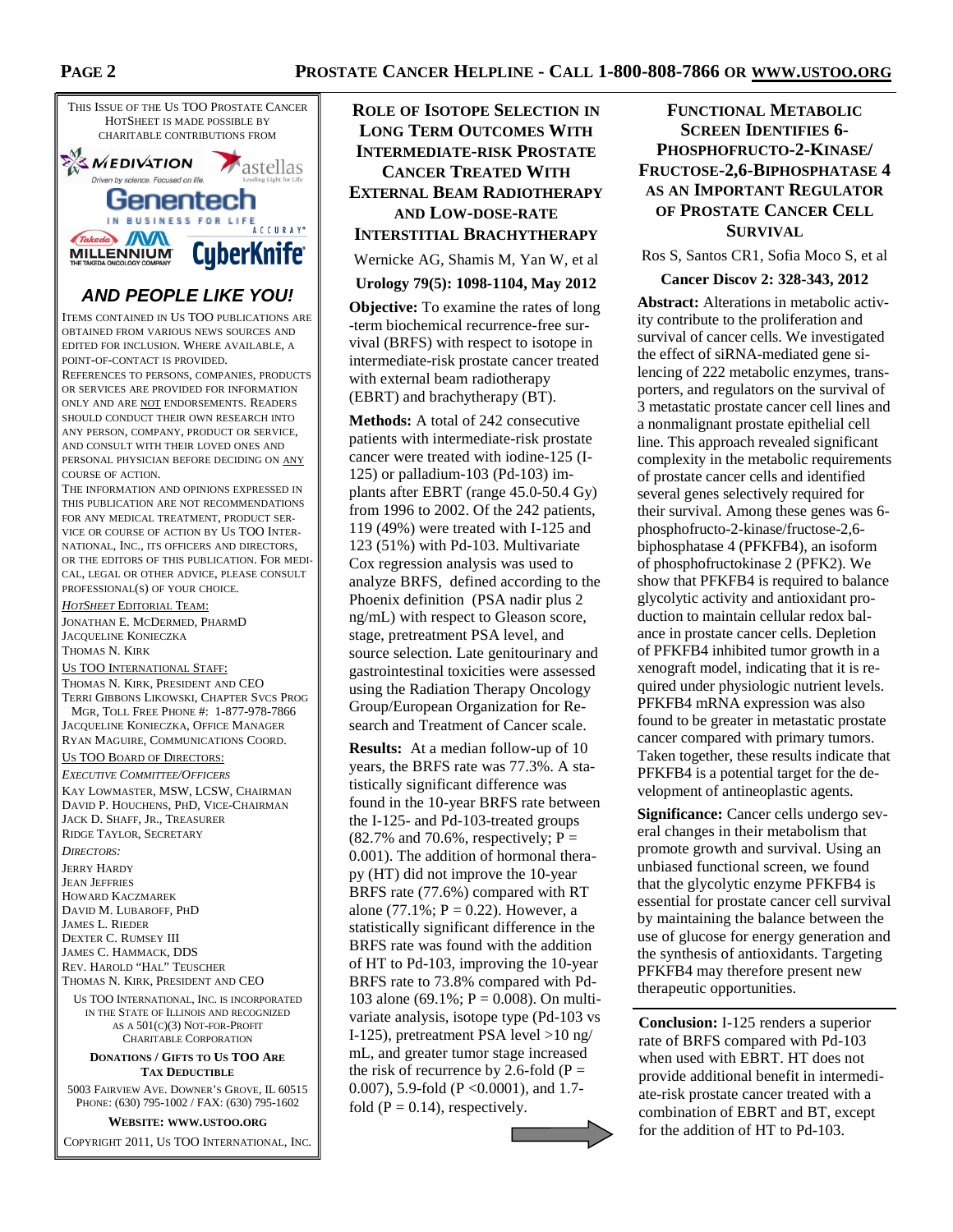THIS ISSUE OF THE US TOO PROSTATE CANCER HOTSHEET IS MADE POSSIBLE BY CHARITABLE CONTRIBUTIONS FROM

MEDIVATION · astellas · Genentech · Takeda MILLENNIUM · ACCURAY CyberKnife

***AND PEOPLE LIKE YOU!***

ITEMS CONTAINED IN US TOO PUBLICATIONS ARE OBTAINED FROM VARIOUS NEWS SOURCES AND EDITED FOR INCLUSION. WHERE AVAILABLE, A POINT-OF-CONTACT IS PROVIDED.

REFERENCES TO PERSONS, COMPANIES, PRODUCTS OR SERVICES ARE PROVIDED FOR INFORMATION ONLY AND ARE NOT ENDORSEMENTS. READERS SHOULD CONDUCT THEIR OWN RESEARCH INTO ANY PERSON, COMPANY, PRODUCT OR SERVICE, AND CONSULT WITH THEIR LOVED ONES AND PERSONAL PHYSICIAN BEFORE DECIDING ON ANY COURSE OF ACTION.

THE INFORMATION AND OPINIONS EXPRESSED IN THIS PUBLICATION ARE NOT RECOMMENDATIONS FOR ANY MEDICAL TREATMENT, PRODUCT SERVICE OR COURSE OF ACTION BY US TOO INTERNATIONAL, INC., ITS OFFICERS AND DIRECTORS, OR THE EDITORS OF THIS PUBLICATION. FOR MEDICAL, LEGAL OR OTHER ADVICE, PLEASE CONSULT PROFESSIONAL(S) OF YOUR CHOICE.

*HOTSHEET* EDITORIAL TEAM:
JONATHAN E. MCDERMED, PHARMD
JACQUELINE KONIECZKA
THOMAS N. KIRK

US TOO INTERNATIONAL STAFF:
THOMAS N. KIRK, PRESIDENT AND CEO
TERRI GIBBONS LIKOWSKI, CHAPTER SVCS PROG MGR, TOLL FREE PHONE #: 1-877-978-7866
JACQUELINE KONIECZKA, OFFICE MANAGER
RYAN MAGUIRE, COMMUNICATIONS COORD.

US TOO BOARD OF DIRECTORS:

*EXECUTIVE COMMITTEE/OFFICERS*
KAY LOWMASTER, MSW, LCSW, CHAIRMAN
DAVID P. HOUCHENS, PHD, VICE-CHAIRMAN
JACK D. SHAFF, JR., TREASURER
RIDGE TAYLOR, SECRETARY

*DIRECTORS:*
JERRY HARDY
JEAN JEFFRIES
HOWARD KACZMAREK
DAVID M. LUBAROFF, PHD
JAMES L. RIEDER
DEXTER C. RUMSEY III
JAMES C. HAMMACK, DDS
REV. HAROLD "HAL" TEUSCHER
THOMAS N. KIRK, PRESIDENT AND CEO

US TOO INTERNATIONAL, INC. IS INCORPORATED IN THE STATE OF ILLINOIS AND RECOGNIZED AS A 501(C)(3) NOT-FOR-PROFIT CHARITABLE CORPORATION

**DONATIONS / GIFTS TO US TOO ARE TAX DEDUCTIBLE**

5003 FAIRVIEW AVE. DOWNER'S GROVE, IL 60515
PHONE: (630) 795-1002 / FAX: (630) 795-1602

**WEBSITE: WWW.USTOO.ORG**

COPYRIGHT 2011, US TOO INTERNATIONAL, INC.

## ROLE OF ISOTOPE SELECTION IN LONG TERM OUTCOMES WITH INTERMEDIATE-RISK PROSTATE CANCER TREATED WITH EXTERNAL BEAM RADIOTHERAPY AND LOW-DOSE-RATE INTERSTITIAL BRACHYTHERAPY

Wernicke AG, Shamis M, Yan W, et al

**Urology 79(5): 1098-1104, May 2012**

**Objective:** To examine the rates of long-term biochemical recurrence-free survival (BRFS) with respect to isotope in intermediate-risk prostate cancer treated with external beam radiotherapy (EBRT) and brachytherapy (BT).

**Methods:** A total of 242 consecutive patients with intermediate-risk prostate cancer were treated with iodine-125 (I-125) or palladium-103 (Pd-103) implants after EBRT (range 45.0-50.4 Gy) from 1996 to 2002. Of the 242 patients, 119 (49%) were treated with I-125 and 123 (51%) with Pd-103. Multivariate Cox regression analysis was used to analyze BRFS, defined according to the Phoenix definition (PSA nadir plus 2 ng/mL) with respect to Gleason score, stage, pretreatment PSA level, and source selection. Late genitourinary and gastrointestinal toxicities were assessed using the Radiation Therapy Oncology Group/European Organization for Research and Treatment of Cancer scale.

**Results:** At a median follow-up of 10 years, the BRFS rate was 77.3%. A statistically significant difference was found in the 10-year BRFS rate between the I-125- and Pd-103-treated groups (82.7% and 70.6%, respectively; $P = 0.001$). The addition of hormonal therapy (HT) did not improve the 10-year BRFS rate (77.6%) compared with RT alone (77.1%; $P = 0.22$). However, a statistically significant difference in the BRFS rate was found with the addition of HT to Pd-103, improving the 10-year BRFS rate to 73.8% compared with Pd-103 alone (69.1%; $P = 0.008$). On multivariate analysis, isotope type (Pd-103 vs I-125), pretreatment PSA level >10 ng/mL, and greater tumor stage increased the risk of recurrence by 2.6-fold ($P = 0.007$), 5.9-fold ($P < 0.0001$), and 1.7-fold ($P = 0.14$), respectively.

**Conclusion:** I-125 renders a superior rate of BRFS compared with Pd-103 when used with EBRT. HT does not provide additional benefit in intermediate-risk prostate cancer treated with a combination of EBRT and BT, except for the addition of HT to Pd-103.

## FUNCTIONAL METABOLIC SCREEN IDENTIFIES 6-PHOSPHOFRUCTO-2-KINASE/ FRUCTOSE-2,6-BIPHOSPHATASE 4 AS AN IMPORTANT REGULATOR OF PROSTATE CANCER CELL SURVIVAL

Ros S, Santos CR1, Sofia Moco S, et al

**Cancer Discov 2: 328-343, 2012**

**Abstract:** Alterations in metabolic activity contribute to the proliferation and survival of cancer cells. We investigated the effect of siRNA-mediated gene silencing of 222 metabolic enzymes, transporters, and regulators on the survival of 3 metastatic prostate cancer cell lines and a nonmalignant prostate epithelial cell line. This approach revealed significant complexity in the metabolic requirements of prostate cancer cells and identified several genes selectively required for their survival. Among these genes was 6-phosphofructo-2-kinase/fructose-2,6-biphosphatase 4 (PFKFB4), an isoform of phosphofructokinase 2 (PFK2). We show that PFKFB4 is required to balance glycolytic activity and antioxidant production to maintain cellular redox balance in prostate cancer cells. Depletion of PFKFB4 inhibited tumor growth in a xenograft model, indicating that it is required under physiologic nutrient levels. PFKFB4 mRNA expression was also found to be greater in metastatic prostate cancer compared with primary tumors. Taken together, these results indicate that PFKFB4 is a potential target for the development of antineoplastic agents.

**Significance:** Cancer cells undergo several changes in their metabolism that promote growth and survival. Using an unbiased functional screen, we found that the glycolytic enzyme PFKFB4 is essential for prostate cancer cell survival by maintaining the balance between the use of glucose for energy generation and the synthesis of antioxidants. Targeting PFKFB4 may therefore present new therapeutic opportunities.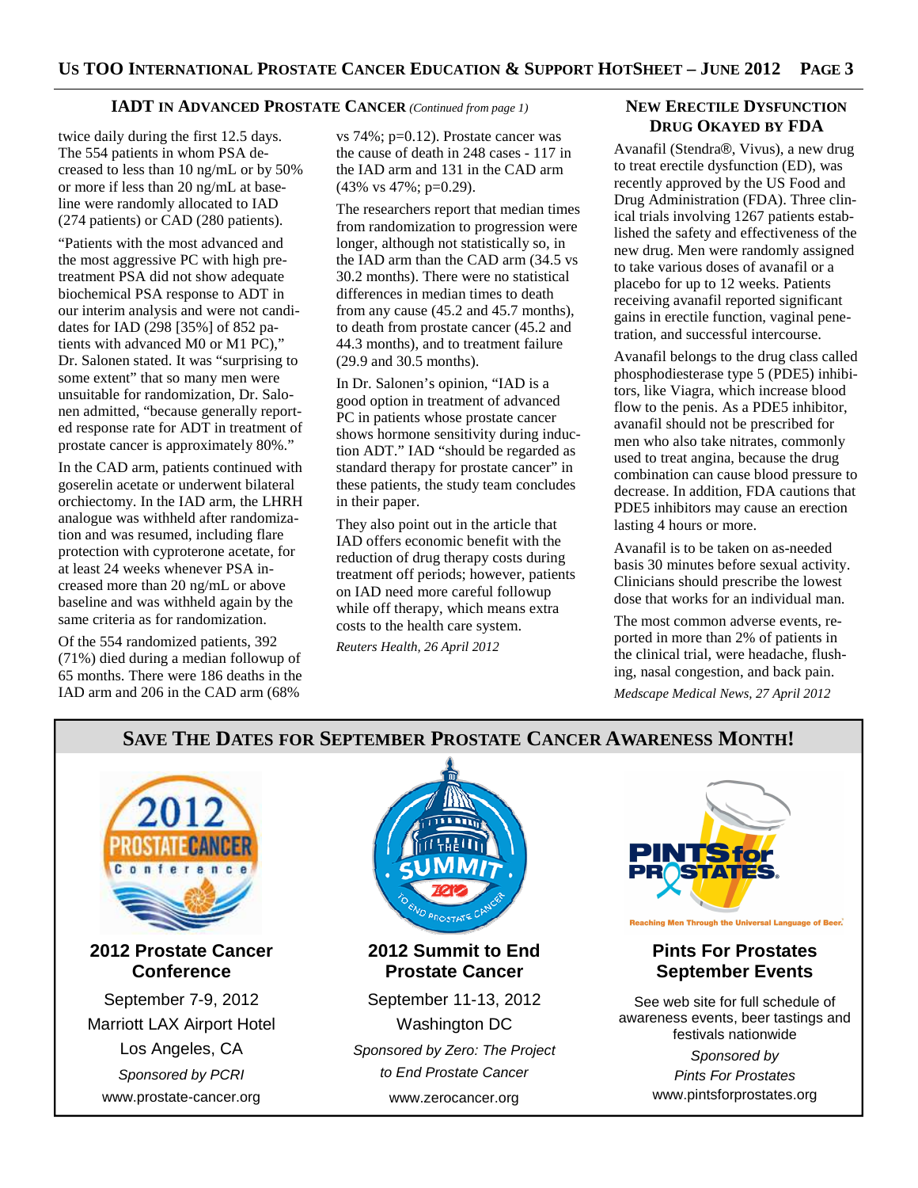## IADT in Advanced Prostate Cancer *(Continued from page 1)*

twice daily during the first 12.5 days. The 554 patients in whom PSA decreased to less than 10 ng/mL or by 50% or more if less than 20 ng/mL at baseline were randomly allocated to IAD (274 patients) or CAD (280 patients).

"Patients with the most advanced and the most aggressive PC with high pretreatment PSA did not show adequate biochemical PSA response to ADT in our interim analysis and were not candidates for IAD (298 [35%] of 852 patients with advanced M0 or M1 PC)," Dr. Salonen stated. It was "surprising to some extent" that so many men were unsuitable for randomization, Dr. Salonen admitted, "because generally reported response rate for ADT in treatment of prostate cancer is approximately 80%."

In the CAD arm, patients continued with goserelin acetate or underwent bilateral orchiectomy. In the IAD arm, the LHRH analogue was withheld after randomization and was resumed, including flare protection with cyproterone acetate, for at least 24 weeks whenever PSA increased more than 20 ng/mL or above baseline and was withheld again by the same criteria as for randomization.

Of the 554 randomized patients, 392 (71%) died during a median followup of 65 months. There were 186 deaths in the IAD arm and 206 in the CAD arm (68% vs 74%; p=0.12). Prostate cancer was the cause of death in 248 cases - 117 in the IAD arm and 131 in the CAD arm (43% vs 47%; p=0.29).

The researchers report that median times from randomization to progression were longer, although not statistically so, in the IAD arm than the CAD arm (34.5 vs 30.2 months). There were no statistical differences in median times to death from any cause (45.2 and 45.7 months), to death from prostate cancer (45.2 and 44.3 months), and to treatment failure (29.9 and 30.5 months).

In Dr. Salonen's opinion, "IAD is a good option in treatment of advanced PC in patients whose prostate cancer shows hormone sensitivity during induction ADT." IAD "should be regarded as standard therapy for prostate cancer" in these patients, the study team concludes in their paper.

They also point out in the article that IAD offers economic benefit with the reduction of drug therapy costs during treatment off periods; however, patients on IAD need more careful followup while off therapy, which means extra costs to the health care system.

*Reuters Health, 26 April 2012*

## New Erectile Dysfunction Drug Okayed by FDA

Avanafil (Stendra®, Vivus), a new drug to treat erectile dysfunction (ED), was recently approved by the US Food and Drug Administration (FDA). Three clinical trials involving 1267 patients established the safety and effectiveness of the new drug. Men were randomly assigned to take various doses of avanafil or a placebo for up to 12 weeks. Patients receiving avanafil reported significant gains in erectile function, vaginal penetration, and successful intercourse.

Avanafil belongs to the drug class called phosphodiesterase type 5 (PDE5) inhibitors, like Viagra, which increase blood flow to the penis. As a PDE5 inhibitor, avanafil should not be prescribed for men who also take nitrates, commonly used to treat angina, because the drug combination can cause blood pressure to decrease. In addition, FDA cautions that PDE5 inhibitors may cause an erection lasting 4 hours or more.

Avanafil is to be taken on as-needed basis 30 minutes before sexual activity. Clinicians should prescribe the lowest dose that works for an individual man.

The most common adverse events, reported in more than 2% of patients in the clinical trial, were headache, flushing, nasal congestion, and back pain.

*Medscape Medical News, 27 April 2012*

## Save the Dates for September Prostate Cancer Awareness Month!

**2012 Prostate Cancer Conference**

September 7-9, 2012
Marriott LAX Airport Hotel
Los Angeles, CA
*Sponsored by PCRI*
www.prostate-cancer.org

**2012 Summit to End Prostate Cancer**

September 11-13, 2012
Washington DC
*Sponsored by Zero: The Project to End Prostate Cancer*
www.zerocancer.org

**Pints For Prostates September Events**

See web site for full schedule of awareness events, beer tastings and festivals nationwide
*Sponsored by Pints For Prostates*
www.pintsforprostates.org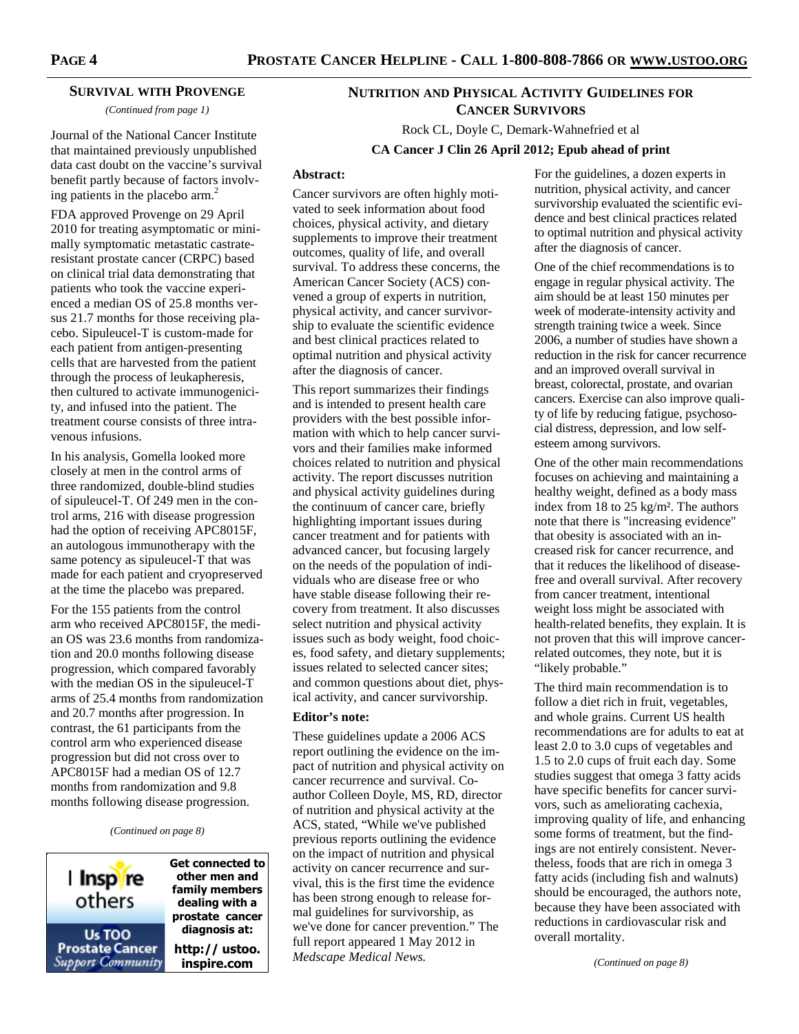## Survival with Provenge

*(Continued from page 1)*

Journal of the National Cancer Institute that maintained previously unpublished data cast doubt on the vaccine's survival benefit partly because of factors involving patients in the placebo arm.[2]

FDA approved Provenge on 29 April 2010 for treating asymptomatic or minimally symptomatic metastatic castrate-resistant prostate cancer (CRPC) based on clinical trial data demonstrating that patients who took the vaccine experienced a median OS of 25.8 months versus 21.7 months for those receiving placebo. Sipuleucel-T is custom-made for each patient from antigen-presenting cells that are harvested from the patient through the process of leukapheresis, then cultured to activate immunogenicity, and infused into the patient. The treatment course consists of three intravenous infusions.

In his analysis, Gomella looked more closely at men in the control arms of three randomized, double-blind studies of sipuleucel-T. Of 249 men in the control arms, 216 with disease progression had the option of receiving APC8015F, an autologous immunotherapy with the same potency as sipuleucel-T that was made for each patient and cryopreserved at the time the placebo was prepared.

For the 155 patients from the control arm who received APC8015F, the median OS was 23.6 months from randomization and 20.0 months following disease progression, which compared favorably with the median OS in the sipuleucel-T arms of 25.4 months from randomization and 20.7 months after progression. In contrast, the 61 participants from the control arm who experienced disease progression but did not cross over to APC8015F had a median OS of 12.7 months from randomization and 9.8 months following disease progression.

*(Continued on page 8)*

I Inspire others — Us TOO Prostate Cancer Support Community

**Get connected to other men and family members dealing with a prostate cancer diagnosis at:**

**http:// ustoo. inspire.com**

## Nutrition and Physical Activity Guidelines for Cancer Survivors

Rock CL, Doyle C, Demark-Wahnefried et al

**CA Cancer J Clin 26 April 2012; Epub ahead of print**

**Abstract:**

Cancer survivors are often highly motivated to seek information about food choices, physical activity, and dietary supplements to improve their treatment outcomes, quality of life, and overall survival. To address these concerns, the American Cancer Society (ACS) convened a group of experts in nutrition, physical activity, and cancer survivorship to evaluate the scientific evidence and best clinical practices related to optimal nutrition and physical activity after the diagnosis of cancer.

This report summarizes their findings and is intended to present health care providers with the best possible information with which to help cancer survivors and their families make informed choices related to nutrition and physical activity. The report discusses nutrition and physical activity guidelines during the continuum of cancer care, briefly highlighting important issues during cancer treatment and for patients with advanced cancer, but focusing largely on the needs of the population of individuals who are disease free or who have stable disease following their recovery from treatment. It also discusses select nutrition and physical activity issues such as body weight, food choices, food safety, and dietary supplements; issues related to selected cancer sites; and common questions about diet, physical activity, and cancer survivorship.

**Editor's note:**

These guidelines update a 2006 ACS report outlining the evidence on the impact of nutrition and physical activity on cancer recurrence and survival. Co-author Colleen Doyle, MS, RD, director of nutrition and physical activity at the ACS, stated, "While we've published previous reports outlining the evidence on the impact of nutrition and physical activity on cancer recurrence and survival, this is the first time the evidence has been strong enough to release formal guidelines for survivorship, as we've done for cancer prevention." The full report appeared 1 May 2012 in *Medscape Medical News.*

For the guidelines, a dozen experts in nutrition, physical activity, and cancer survivorship evaluated the scientific evidence and best clinical practices related to optimal nutrition and physical activity after the diagnosis of cancer.

One of the chief recommendations is to engage in regular physical activity. The aim should be at least 150 minutes per week of moderate-intensity activity and strength training twice a week. Since 2006, a number of studies have shown a reduction in the risk for cancer recurrence and an improved overall survival in breast, colorectal, prostate, and ovarian cancers. Exercise can also improve quality of life by reducing fatigue, psychosocial distress, depression, and low self-esteem among survivors.

One of the other main recommendations focuses on achieving and maintaining a healthy weight, defined as a body mass index from 18 to 25 kg/m². The authors note that there is "increasing evidence" that obesity is associated with an increased risk for cancer recurrence, and that it reduces the likelihood of disease-free and overall survival. After recovery from cancer treatment, intentional weight loss might be associated with health-related benefits, they explain. It is not proven that this will improve cancer-related outcomes, they note, but it is "likely probable."

The third main recommendation is to follow a diet rich in fruit, vegetables, and whole grains. Current US health recommendations are for adults to eat at least 2.0 to 3.0 cups of vegetables and 1.5 to 2.0 cups of fruit each day. Some studies suggest that omega 3 fatty acids have specific benefits for cancer survivors, such as ameliorating cachexia, improving quality of life, and enhancing some forms of treatment, but the findings are not entirely consistent. Nevertheless, foods that are rich in omega 3 fatty acids (including fish and walnuts) should be encouraged, the authors note, because they have been associated with reductions in cardiovascular risk and overall mortality.

*(Continued on page 8)*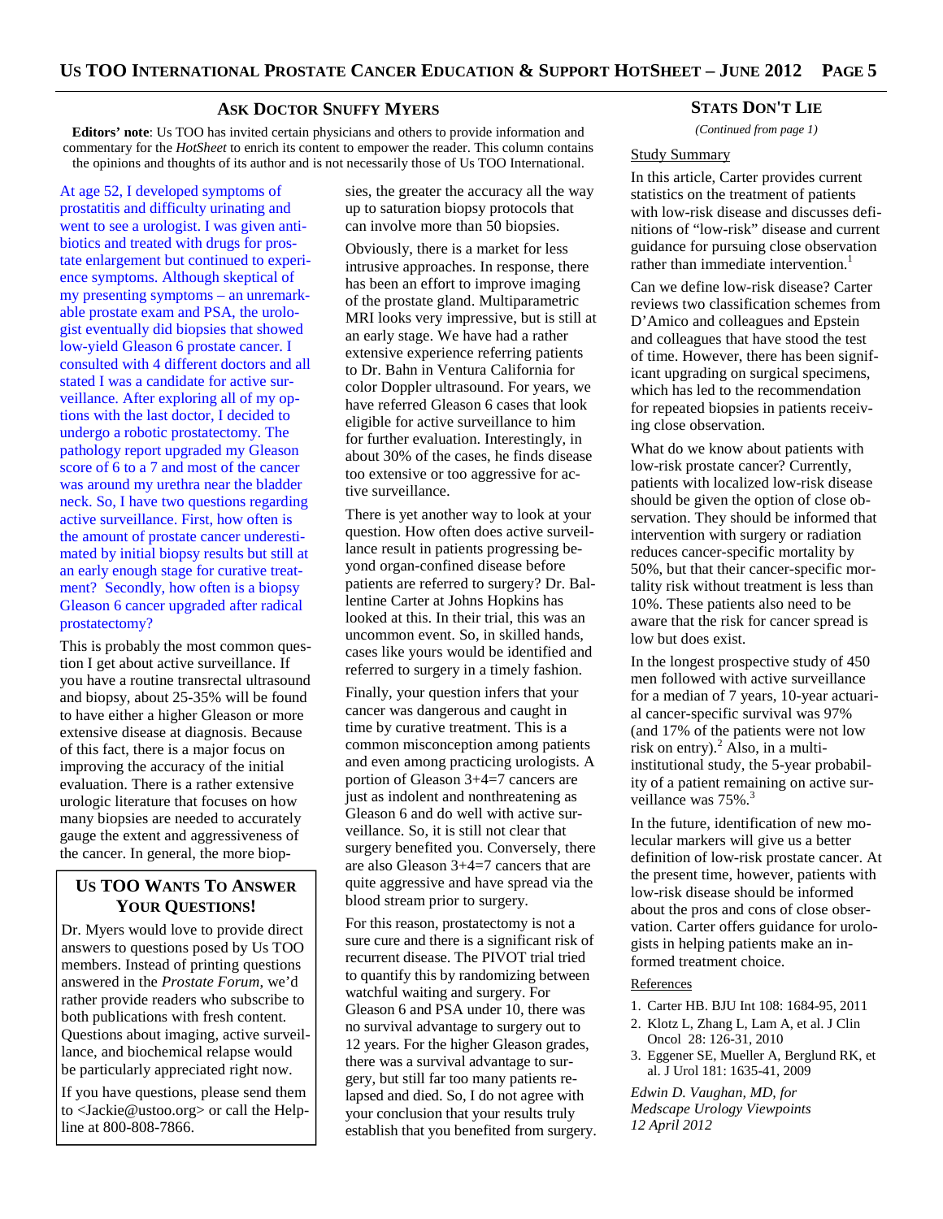## Ask Doctor Snuffy Myers

**Editors' note**: Us TOO has invited certain physicians and others to provide information and commentary for the *HotSheet* to enrich its content to empower the reader. This column contains the opinions and thoughts of its author and is not necessarily those of Us TOO International.

At age 52, I developed symptoms of prostatitis and difficulty urinating and went to see a urologist. I was given antibiotics and treated with drugs for prostate enlargement but continued to experience symptoms. Although skeptical of my presenting symptoms – an unremarkable prostate exam and PSA, the urologist eventually did biopsies that showed low-yield Gleason 6 prostate cancer. I consulted with 4 different doctors and all stated I was a candidate for active surveillance. After exploring all of my options with the last doctor, I decided to undergo a robotic prostatectomy. The pathology report upgraded my Gleason score of 6 to a 7 and most of the cancer was around my urethra near the bladder neck. So, I have two questions regarding active surveillance. First, how often is the amount of prostate cancer underestimated by initial biopsy results but still at an early enough stage for curative treatment? Secondly, how often is a biopsy Gleason 6 cancer upgraded after radical prostatectomy?

This is probably the most common question I get about active surveillance. If you have a routine transrectal ultrasound and biopsy, about 25-35% will be found to have either a higher Gleason or more extensive disease at diagnosis. Because of this fact, there is a major focus on improving the accuracy of the initial evaluation. There is a rather extensive urologic literature that focuses on how many biopsies are needed to accurately gauge the extent and aggressiveness of the cancer. In general, the more biopsies, the greater the accuracy all the way up to saturation biopsy protocols that can involve more than 50 biopsies.

Obviously, there is a market for less intrusive approaches. In response, there has been an effort to improve imaging of the prostate gland. Multiparametric MRI looks very impressive, but is still at an early stage. We have had a rather extensive experience referring patients to Dr. Bahn in Ventura California for color Doppler ultrasound. For years, we have referred Gleason 6 cases that look eligible for active surveillance to him for further evaluation. Interestingly, in about 30% of the cases, he finds disease too extensive or too aggressive for active surveillance.

There is yet another way to look at your question. How often does active surveillance result in patients progressing beyond organ-confined disease before patients are referred to surgery? Dr. Ballentine Carter at Johns Hopkins has looked at this. In their trial, this was an uncommon event. So, in skilled hands, cases like yours would be identified and referred to surgery in a timely fashion.

Finally, your question infers that your cancer was dangerous and caught in time by curative treatment. This is a common misconception among patients and even among practicing urologists. A portion of Gleason 3+4=7 cancers are just as indolent and nonthreatening as Gleason 6 and do well with active surveillance. So, it is still not clear that surgery benefited you. Conversely, there are also Gleason 3+4=7 cancers that are quite aggressive and have spread via the blood stream prior to surgery.

For this reason, prostatectomy is not a sure cure and there is a significant risk of recurrent disease. The PIVOT trial tried to quantify this by randomizing between watchful waiting and surgery. For Gleason 6 and PSA under 10, there was no survival advantage to surgery out to 12 years. For the higher Gleason grades, there was a survival advantage to surgery, but still far too many patients relapsed and died. So, I do not agree with your conclusion that your results truly establish that you benefited from surgery.

### Us TOO Wants To Answer Your Questions!

Dr. Myers would love to provide direct answers to questions posed by Us TOO members. Instead of printing questions answered in the *Prostate Forum*, we'd rather provide readers who subscribe to both publications with fresh content. Questions about imaging, active surveillance, and biochemical relapse would be particularly appreciated right now.

If you have questions, please send them to <Jackie@ustoo.org> or call the Helpline at 800-808-7866.

## Stats Don't Lie

*(Continued from page 1)*

Study Summary

In this article, Carter provides current statistics on the treatment of patients with low-risk disease and discusses definitions of "low-risk" disease and current guidance for pursuing close observation rather than immediate intervention.[1]

Can we define low-risk disease? Carter reviews two classification schemes from D'Amico and colleagues and Epstein and colleagues that have stood the test of time. However, there has been significant upgrading on surgical specimens, which has led to the recommendation for repeated biopsies in patients receiving close observation.

What do we know about patients with low-risk prostate cancer? Currently, patients with localized low-risk disease should be given the option of close observation. They should be informed that intervention with surgery or radiation reduces cancer-specific mortality by 50%, but that their cancer-specific mortality risk without treatment is less than 10%. These patients also need to be aware that the risk for cancer spread is low but does exist.

In the longest prospective study of 450 men followed with active surveillance for a median of 7 years, 10-year actuarial cancer-specific survival was 97% (and 17% of the patients were not low risk on entry).[2] Also, in a multi-institutional study, the 5-year probability of a patient remaining on active surveillance was 75%.[3]

In the future, identification of new molecular markers will give us a better definition of low-risk prostate cancer. At the present time, however, patients with low-risk disease should be informed about the pros and cons of observation. Carter offers guidance for urologists in helping patients make an informed treatment choice.

References

1. Carter HB. BJU Int 108: 1684-95, 2011
2. Klotz L, Zhang L, Lam A, et al. J Clin Oncol 28: 126-31, 2010
3. Eggener SE, Mueller A, Berglund RK, et al. J Urol 181: 1635-41, 2009

*Edwin D. Vaughan, MD, for Medscape Urology Viewpoints 12 April 2012*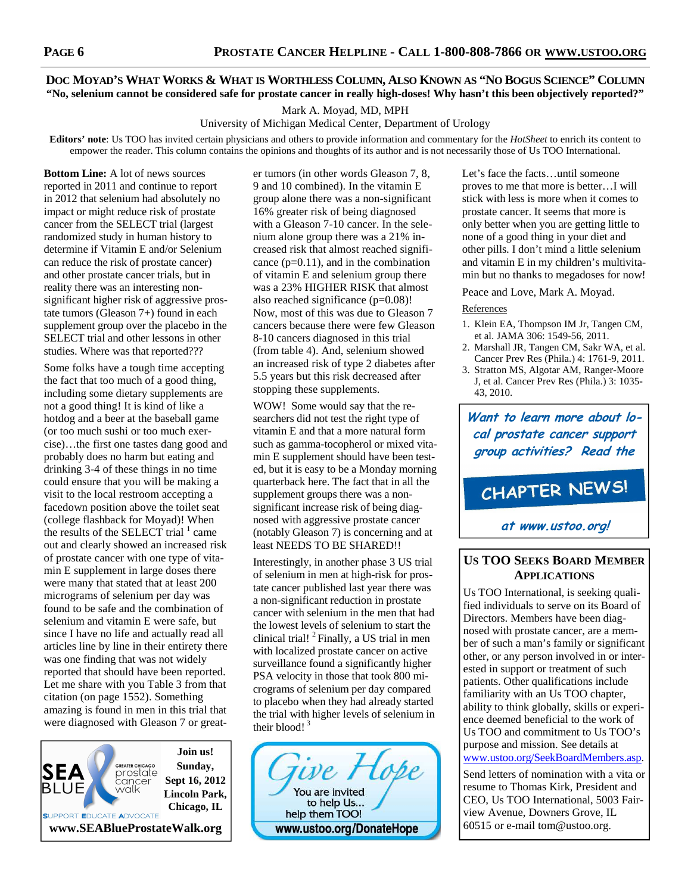## Doc Moyad's What Works & What is Worthless Column, Also Known as "No Bogus Science" Column

### "No, selenium cannot be considered safe for prostate cancer in really high-doses! Why hasn't this been objectively reported?"

Mark A. Moyad, MD, MPH
University of Michigan Medical Center, Department of Urology

**Editors' note**: Us TOO has invited certain physicians and others to provide information and commentary for the *HotSheet* to enrich its content to empower the reader. This column contains the opinions and thoughts of its author and is not necessarily those of Us TOO International.

**Bottom Line:** A lot of news sources reported in 2011 and continue to report in 2012 that selenium had absolutely no impact or might reduce risk of prostate cancer from the SELECT trial (largest randomized study in human history to determine if Vitamin E and/or Selenium can reduce the risk of prostate cancer) and other prostate cancer trials, but in reality there was an interesting non-significant higher risk of aggressive prostate tumors (Gleason 7+) found in each supplement group over the placebo in the SELECT trial and other lessons in other studies. Where was that reported???

Some folks have a tough time accepting the fact that too much of a good thing, including some dietary supplements are not a good thing! It is kind of like a hotdog and a beer at the baseball game (or too much sushi or too much exercise)…the first one tastes dang good and probably does no harm but eating and drinking 3-4 of these things in no time could ensure that you will be making a visit to the local restroom accepting a facedown position above the toilet seat (college flashback for Moyad)! When the results of the SELECT trial [1] came out and clearly showed an increased risk of prostate cancer with one type of vitamin E supplement in large doses there were many that stated that at least 200 micrograms of selenium per day was found to be safe and the combination of selenium and vitamin E were safe, but since I have no life and actually read all articles line by line in their entirety there was one finding that was not widely reported that should have been reported. Let me share with you Table 3 from that citation (on page 1552). Something amazing is found in men in this trial that were diagnosed with Gleason 7 or greater tumors (in other words Gleason 7, 8, 9 and 10 combined). In the vitamin E group alone there was a non-significant 16% greater risk of being diagnosed with a Gleason 7-10 cancer. In the selenium alone group there was a 21% increased risk that almost reached significance ($p=0.11$), and in the combination of vitamin E and selenium group there was a 23% HIGHER RISK that almost also reached significance ($p=0.08$)! Now, most of this was due to Gleason 7 cancers because there were few Gleason 8-10 cancers diagnosed in this trial (from table 4). And, selenium showed an increased risk of type 2 diabetes after 5.5 years but this risk decreased after stopping these supplements.

WOW! Some would say that the researchers did not test the right type of vitamin E and that a more natural form such as gamma-tocopherol or mixed vitamin E supplement should have been tested, but it is easy to be a Monday morning quarterback here. The fact that in all the supplement groups there was a non-significant increase risk of being diagnosed with aggressive prostate cancer (notably Gleason 7) is concerning and at least NEEDS TO BE SHARED!!

Interestingly, in another phase 3 US trial of selenium in men at high-risk for prostate cancer published last year there was a non-significant reduction in prostate cancer with selenium in the men that had the lowest levels of selenium to start the clinical trial! [2] Finally, a US trial in men with localized prostate cancer on active surveillance found a significantly higher PSA velocity in those that took 800 micrograms of selenium per day compared to placebo when they had already started the trial with higher levels of selenium in their blood! [3]

Let's face the facts…until someone proves to me that more is better…I will stick with less is more when it comes to prostate cancer. It seems that more is only better when you are getting little to none of a good thing in your diet and other pills. I don't mind a little selenium and vitamin E in my children's multivitamin but no thanks to megadoses for now!

Peace and Love, Mark A. Moyad.

References

1. Klein EA, Thompson IM Jr, Tangen CM, et al. JAMA 306: 1549-56, 2011.
2. Marshall JR, Tangen CM, Sakr WA, et al. Cancer Prev Res (Phila.) 4: 1761-9, 2011.
3. Stratton MS, Algotar AM, Ranger-Moore J, et al. Cancer Prev Res (Phila.) 3: 1035-43, 2010.

---

SEA BLUE Greater Chicago prostate cancer walk — Support Educate Advocate

**Join us! Sunday, Sept 16, 2012 Lincoln Park, Chicago, IL**

**www.SEABlueProstateWalk.org**

---

Give Hope — You are invited to help Us… help them TOO!

**www.ustoo.org/DonateHope**

---

*Want to learn more about local prostate cancer support group activities? Read the*

**CHAPTER NEWS!**

*at www.ustoo.org!*

---

### Us TOO Seeks Board Member Applications

Us TOO International, is seeking qualified individuals to serve on its Board of Directors. Members have been diagnosed with prostate cancer, are a member of such a man's family or significant other, or any person involved in or interested in support or treatment of such patients. Other qualifications include familiarity with an Us TOO chapter, ability to think globally, skills or experience deemed beneficial to the work of Us TOO and commitment to Us TOO's purpose and mission. See details at www.ustoo.org/SeekBoardMembers.asp.

Send letters of nomination with a vita or resume to Thomas Kirk, President and CEO, Us TOO International, 5003 Fairview Avenue, Downers Grove, IL 60515 or e-mail tom@ustoo.org.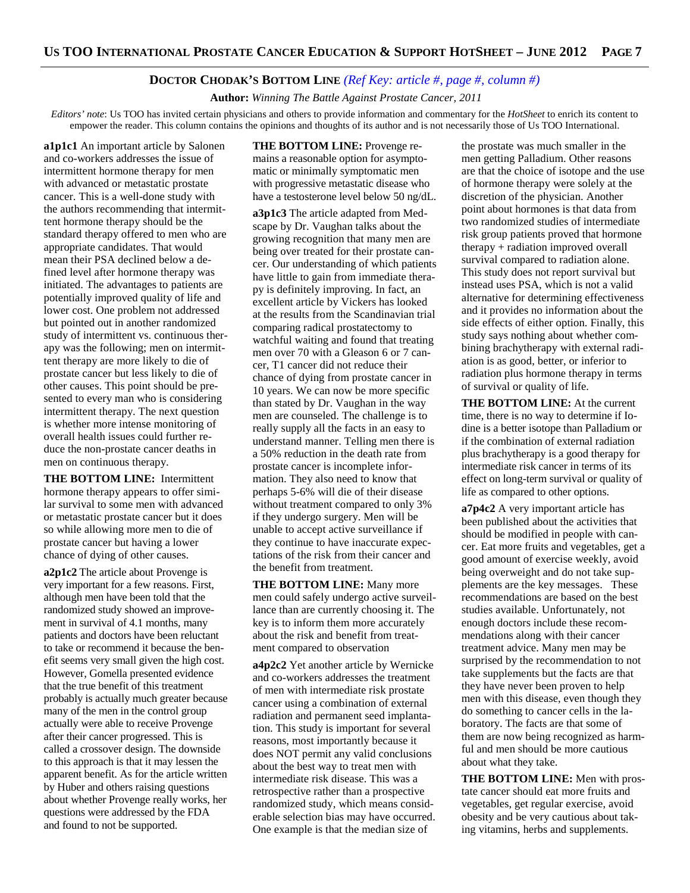## DOCTOR CHODAK'S BOTTOM LINE *(Ref Key: article #, page #, column #)*

**Author:** *Winning The Battle Against Prostate Cancer, 2011*

*Editors' note*: Us TOO has invited certain physicians and others to provide information and commentary for the *HotSheet* to enrich its content to empower the reader. This column contains the opinions and thoughts of its author and is not necessarily those of Us TOO International.

**a1p1c1** An important article by Salonen and co-workers addresses the issue of intermittent hormone therapy for men with advanced or metastatic prostate cancer. This is a well-done study with the authors recommending that intermittent hormone therapy should be the standard therapy offered to men who are appropriate candidates. That would mean their PSA declined below a defined level after hormone therapy was initiated. The advantages to patients are potentially improved quality of life and lower cost. One problem not addressed but pointed out in another randomized study of intermittent vs. continuous therapy was the following; men on intermittent therapy are more likely to die of prostate cancer but less likely to die of other causes. This point should be presented to every man who is considering intermittent therapy. The next question is whether more intense monitoring of overall health issues could further reduce the non-prostate cancer deaths in men on continuous therapy.

**THE BOTTOM LINE:** Intermittent hormone therapy appears to offer similar survival to some men with advanced or metastatic prostate cancer but it does so while allowing more men to die of prostate cancer but having a lower chance of dying of other causes.

**a2p1c2** The article about Provenge is very important for a few reasons. First, although men have been told that the randomized study showed an improvement in survival of 4.1 months, many patients and doctors have been reluctant to take or recommend it because the benefit seems very small given the high cost. However, Gomella presented evidence that the true benefit of this treatment probably is actually much greater because many of the men in the control group actually were able to receive Provenge after their cancer progressed. This is called a crossover design. The downside to this approach is that it may lessen the apparent benefit. As for the article written by Huber and others raising questions about whether Provenge really works, her questions were addressed by the FDA and found to not be supported.

**THE BOTTOM LINE:** Provenge remains a reasonable option for asymptomatic or minimally symptomatic men with progressive metastatic disease who have a testosterone level below 50 ng/dL.

**a3p1c3** The article adapted from Medscape by Dr. Vaughan talks about the growing recognition that many men are being over treated for their prostate cancer. Our understanding of which patients have little to gain from immediate therapy is definitely improving. In fact, an excellent article by Vickers has looked at the results from the Scandinavian trial comparing radical prostatectomy to watchful waiting and found that treating men over 70 with a Gleason 6 or 7 cancer, T1 cancer did not reduce their chance of dying from prostate cancer in 10 years. We can now be more specific than stated by Dr. Vaughan in the way men are counseled. The challenge is to really supply all the facts in an easy to understand manner. Telling men there is a 50% reduction in the death rate from prostate cancer is incomplete information. They also need to know that perhaps 5-6% will die of their disease without treatment compared to only 3% if they undergo surgery. Men will be unable to accept active surveillance if they continue to have inaccurate expectations of the risk from their cancer and the benefit from treatment.

**THE BOTTOM LINE:** Many more men could safely undergo active surveillance than are currently choosing it. The key is to inform them more accurately about the risk and benefit from treatment compared to observation

**a4p2c2** Yet another article by Wernicke and co-workers addresses the treatment of men with intermediate risk prostate cancer using a combination of external radiation and permanent seed implantation. This study is important for several reasons, most importantly because it does NOT permit any valid conclusions about the best way to treat men with intermediate risk disease. This was a retrospective rather than a prospective randomized study, which means considerable selection bias may have occurred. One example is that the median size of the prostate was much smaller in the men getting Palladium. Other reasons are that the choice of isotope and the use of hormone therapy were solely at the discretion of the physician. Another point about hormones is that data from two randomized studies of intermediate risk group patients proved that hormone therapy + radiation improved overall survival compared to radiation alone. This study does not report survival but instead uses PSA, which is not a valid alternative for determining effectiveness and it provides no information about the side effects of either option. Finally, this study says nothing about whether combining brachytherapy with external radiation is as good, better, or inferior to radiation plus hormone therapy in terms of survival or quality of life.

**THE BOTTOM LINE:** At the current time, there is no way to determine if Iodine is a better isotope than Palladium or if the combination of external radiation plus brachytherapy is a good therapy for intermediate risk cancer in terms of its effect on long-term survival or quality of life as compared to other options.

**a7p4c2** A very important article has been published about the activities that should be modified in people with cancer. Eat more fruits and vegetables, get a good amount of exercise weekly, avoid being overweight and do not take supplements are the key messages. These recommendations are based on the best studies available. Unfortunately, not enough doctors include these recommendations along with their cancer treatment advice. Many men may be surprised by the recommendation to not take supplements but the facts are that they have never been proven to help men with this disease, even though they do something to cancer cells in the laboratory. The facts are that some of them are now being recognized as harmful and men should be more cautious about what they take.

**THE BOTTOM LINE:** Men with prostate cancer should eat more fruits and vegetables, get regular exercise, avoid obesity and be very cautious about taking vitamins, herbs and supplements.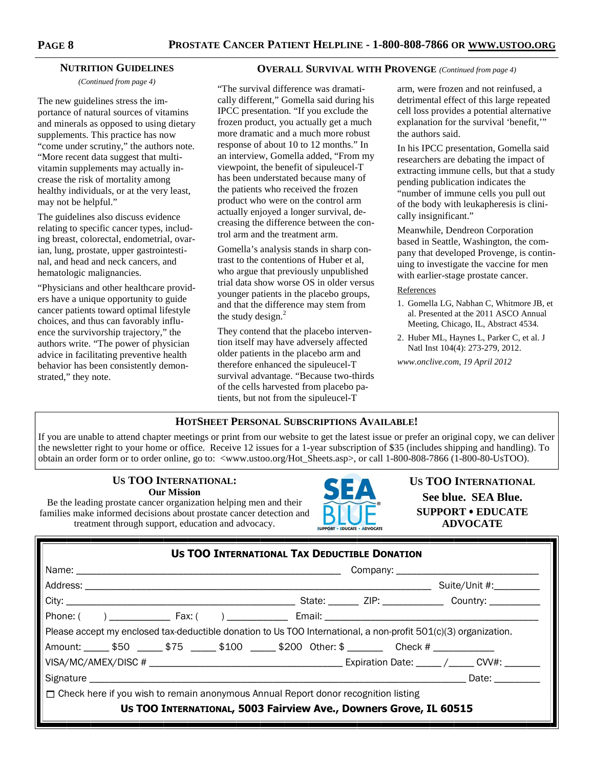## NUTRITION GUIDELINES

*(Continued from page 4)*

The new guidelines stress the importance of natural sources of vitamins and minerals as opposed to using dietary supplements. This practice has now "come under scrutiny," the authors note. "More recent data suggest that multivitamin supplements may actually increase the risk of mortality among healthy individuals, or at the very least, may not be helpful."

The guidelines also discuss evidence relating to specific cancer types, including breast, colorectal, endometrial, ovarian, lung, prostate, upper gastrointestinal, and head and neck cancers, and hematologic malignancies.

"Physicians and other healthcare providers have a unique opportunity to guide cancer patients toward optimal lifestyle choices, and thus can favorably influence the survivorship trajectory," the authors write. "The power of physician advice in facilitating preventive health behavior has been consistently demonstrated," they note.

## OVERALL SURVIVAL WITH PROVENGE *(Continued from page 4)*

"The survival difference was dramatically different," Gomella said during his IPCC presentation. "If you exclude the frozen product, you actually get a much more dramatic and a much more robust response of about 10 to 12 months." In an interview, Gomella added, "From my viewpoint, the benefit of sipuleucel-T has been understated because many of the patients who received the frozen product who were on the control arm actually enjoyed a longer survival, decreasing the difference between the control arm and the treatment arm.

Gomella's analysis stands in sharp contrast to the contentions of Huber et al, who argue that previously unpublished trial data show worse OS in older versus younger patients in the placebo groups, and that the difference may stem from the study design.[2]

They contend that the placebo intervention itself may have adversely affected older patients in the placebo arm and therefore enhanced the sipuleucel-T survival advantage. "Because two-thirds of the cells harvested from placebo patients, but not from the sipuleucel-T arm, were frozen and not reinfused, a detrimental effect of this large repeated cell loss provides a potential alternative explanation for the survival 'benefit,'" the authors said.

In his IPCC presentation, Gomella said researchers are debating the impact of extracting immune cells, but that a study pending publication indicates the "number of immune cells you pull out of the body with leukapheresis is clinically insignificant."

Meanwhile, Dendreon Corporation based in Seattle, Washington, the company that developed Provenge, is continuing to investigate the vaccine for men with earlier-stage prostate cancer.

References

1. Gomella LG, Nabhan C, Whitmore JB, et al. Presented at the 2011 ASCO Annual Meeting, Chicago, IL, Abstract 4534.
2. Huber ML, Haynes L, Parker C, et al. J Natl Inst 104(4): 273-279, 2012.

*www.onclive.com, 19 April 2012*

## HOTSHEET PERSONAL SUBSCRIPTIONS AVAILABLE!

If you are unable to attend chapter meetings or print from our website to get the latest issue or prefer an original copy, we can deliver the newsletter right to your home or office. Receive 12 issues for a 1-year subscription of $35 (includes shipping and handling). To obtain an order form or to order online, go to: <www.ustoo.org/Hot_Sheets.asp>, or call 1-800-808-7866 (1-800-80-UsTOO).

**US TOO INTERNATIONAL: Our Mission**

Be the leading prostate cancer organization helping men and their families make informed decisions about prostate cancer detection and treatment through support, education and advocacy.

**US TOO INTERNATIONAL**
**See blue. SEA Blue.**
**SUPPORT • EDUCATE ADVOCATE**

## US TOO INTERNATIONAL TAX DEDUCTIBLE DONATION

Name: ______________________ Company: ______________________

Address: ______________________ Suite/Unit #:__________

City: ______________________ State: ______ ZIP: ____________ Country: __________

Phone: (    ) ____________ Fax: (    ) ____________ Email: ______________________

Please accept my enclosed tax-deductible donation to Us TOO International, a non-profit 501(c)(3) organization.

Amount: _____ $50 _____ $75 _____ $100 _____ $200 Other: $ _______ Check # ____________

VISA/MC/AMEX/DISC # ______________________ Expiration Date: _____ /_____ CVV#: _______

Signature ______________________ Date: _________

☐ Check here if you wish to remain anonymous Annual Report donor recognition listing

**US TOO INTERNATIONAL, 5003 Fairview Ave., Downers Grove, IL 60515**